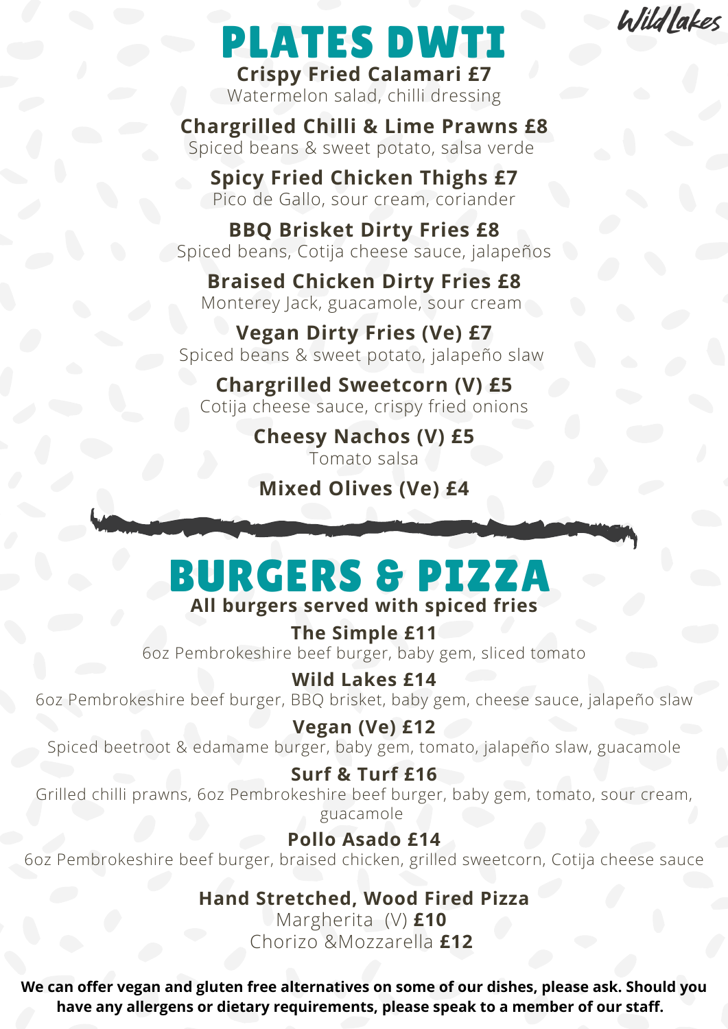Wild Lakes

# PLATES DWTI

**Crispy Fried Calamari £7**
Watermelon salad, chilli dressing

**Chargrilled Chilli & Lime Prawns £8**
Spiced beans & sweet potato, salsa verde

**Spicy Fried Chicken Thighs £7**
Pico de Gallo, sour cream, coriander

**BBQ Brisket Dirty Fries £8**
Spiced beans, Cotija cheese sauce, jalapeños

**Braised Chicken Dirty Fries £8**
Monterey Jack, guacamole, sour cream

**Vegan Dirty Fries (Ve) £7**
Spiced beans & sweet potato, jalapeño slaw

**Chargrilled Sweetcorn (V) £5**
Cotija cheese sauce, crispy fried onions

**Cheesy Nachos (V) £5**
Tomato salsa

**Mixed Olives (Ve) £4**

# BURGERS & PIZZA

**All burgers served with spiced fries**

**The Simple £11**
6oz Pembrokeshire beef burger, baby gem, sliced tomato

**Wild Lakes £14**
6oz Pembrokeshire beef burger, BBQ brisket, baby gem, cheese sauce, jalapeño slaw

**Vegan (Ve) £12**
Spiced beetroot & edamame burger, baby gem, tomato, jalapeño slaw, guacamole

**Surf & Turf £16**
Grilled chilli prawns, 6oz Pembrokeshire beef burger, baby gem, tomato, sour cream, guacamole

**Pollo Asado £14**
6oz Pembrokeshire beef burger, braised chicken, grilled sweetcorn, Cotija cheese sauce

**Hand Stretched, Wood Fired Pizza**
Margherita (V) **£10**
Chorizo &Mozzarella **£12**

**We can offer vegan and gluten free alternatives on some of our dishes, please ask. Should you have any allergens or dietary requirements, please speak to a member of our staff.**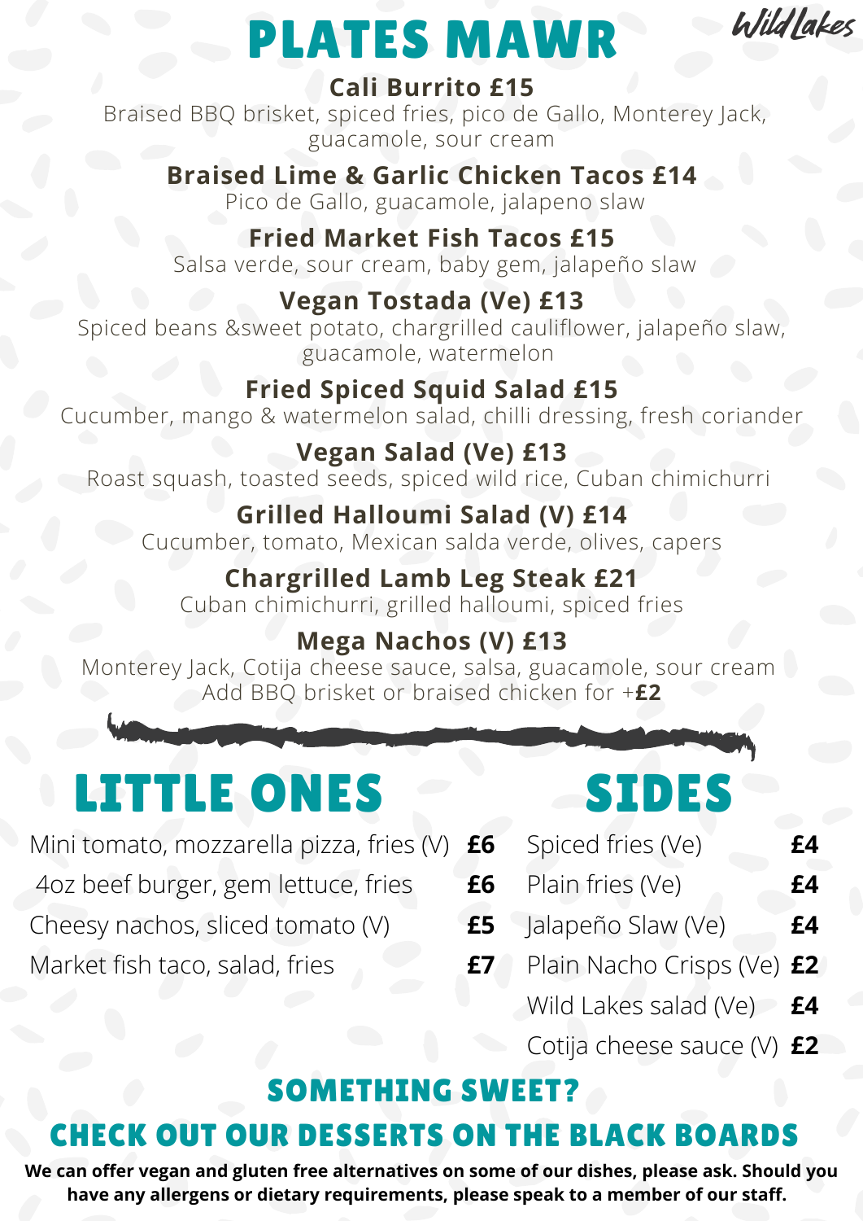# PLATES MAWR

Wild Lakes

**Cali Burrito £15**
Braised BBQ brisket, spiced fries, pico de Gallo, Monterey Jack, guacamole, sour cream

**Braised Lime & Garlic Chicken Tacos £14**
Pico de Gallo, guacamole, jalapeno slaw

**Fried Market Fish Tacos £15**
Salsa verde, sour cream, baby gem, jalapeño slaw

**Vegan Tostada (Ve) £13**
Spiced beans &sweet potato, chargrilled cauliflower, jalapeño slaw, guacamole, watermelon

**Fried Spiced Squid Salad £15**
Cucumber, mango & watermelon salad, chilli dressing, fresh coriander

**Vegan Salad (Ve) £13**
Roast squash, toasted seeds, spiced wild rice, Cuban chimichurri

**Grilled Halloumi Salad (V) £14**
Cucumber, tomato, Mexican salda verde, olives, capers

**Chargrilled Lamb Leg Steak £21**
Cuban chimichurri, grilled halloumi, spiced fries

**Mega Nachos (V) £13**
Monterey Jack, Cotija cheese sauce, salsa, guacamole, sour cream
Add BBQ brisket or braised chicken for +**£2**

## LITTLE ONES

| | |
|---|---|
| Mini tomato, mozzarella pizza, fries (V) | **£6** |
| 4oz beef burger, gem lettuce, fries | **£6** |
| Cheesy nachos, sliced tomato (V) | **£5** |
| Market fish taco, salad, fries | **£7** |

## SIDES

| | |
|---|---|
| Spiced fries (Ve) | **£4** |
| Plain fries (Ve) | **£4** |
| Jalapeño Slaw (Ve) | **£4** |
| Plain Nacho Crisps (Ve) | **£2** |
| Wild Lakes salad (Ve) | **£4** |
| Cotija cheese sauce (V) | **£2** |

## SOMETHING SWEET?

## CHECK OUT OUR DESSERTS ON THE BLACK BOARDS

**We can offer vegan and gluten free alternatives on some of our dishes, please ask. Should you have any allergens or dietary requirements, please speak to a member of our staff.**